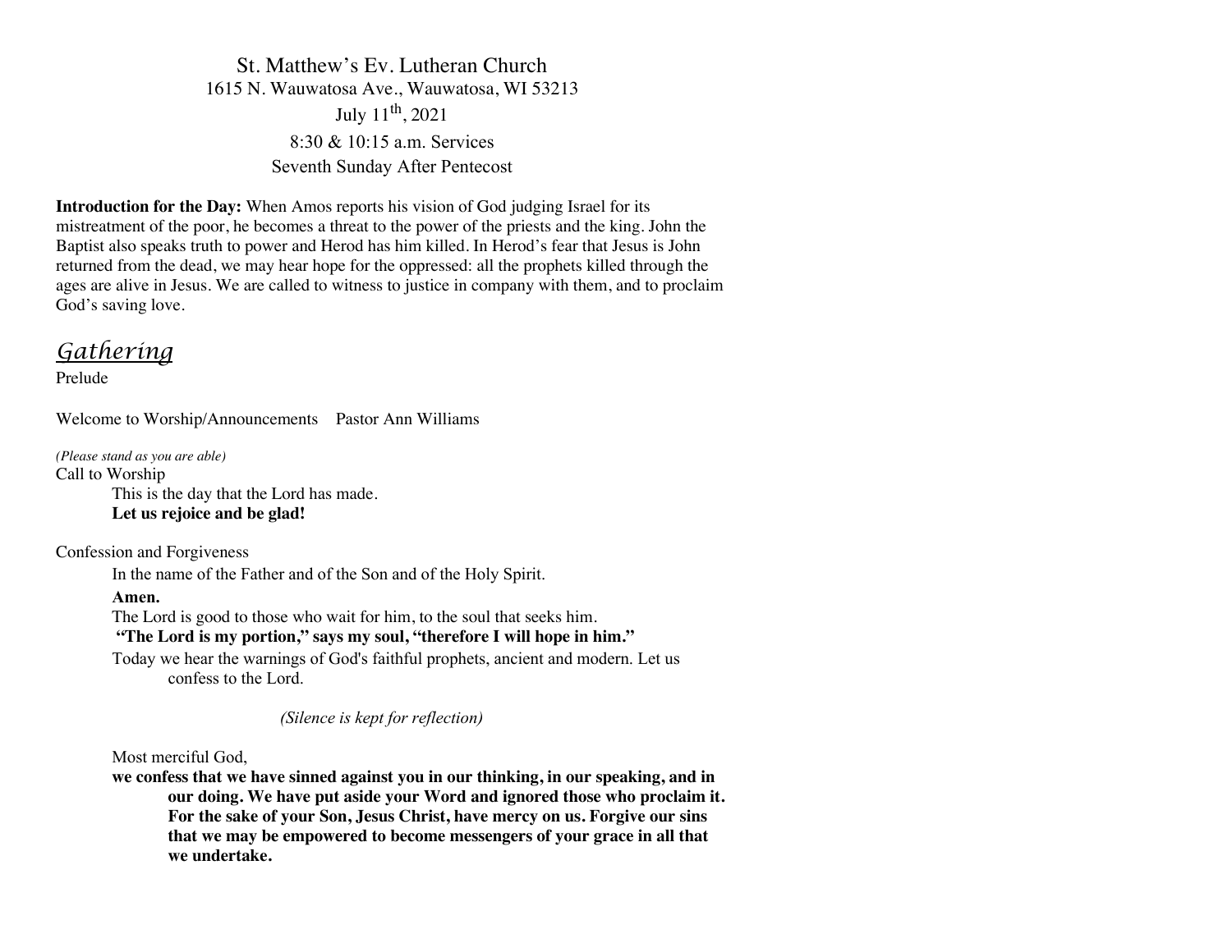St. Matthew's Ev. Lutheran Church
1615 N. Wauwatosa Ave., Wauwatosa, WI 53213
July 11th, 2021
8:30 & 10:15 a.m. Services
Seventh Sunday After Pentecost

**Introduction for the Day:** When Amos reports his vision of God judging Israel for its mistreatment of the poor, he becomes a threat to the power of the priests and the king. John the Baptist also speaks truth to power and Herod has him killed. In Herod's fear that Jesus is John returned from the dead, we may hear hope for the oppressed: all the prophets killed through the ages are alive in Jesus. We are called to witness to justice in company with them, and to proclaim God's saving love.

## *Gathering*

Prelude

Welcome to Worship/Announcements    Pastor Ann Williams

*(Please stand as you are able)*

Call to Worship

This is the day that the Lord has made.
**Let us rejoice and be glad!**

Confession and Forgiveness

In the name of the Father and of the Son and of the Holy Spirit.
**Amen.**
The Lord is good to those who wait for him, to the soul that seeks him.
**"The Lord is my portion," says my soul, "therefore I will hope in him."**
Today we hear the warnings of God's faithful prophets, ancient and modern. Let us confess to the Lord.

*(Silence is kept for reflection)*

Most merciful God,
**we confess that we have sinned against you in our thinking, in our speaking, and in our doing. We have put aside your Word and ignored those who proclaim it. For the sake of your Son, Jesus Christ, have mercy on us. Forgive our sins that we may be empowered to become messengers of your grace in all that we undertake.**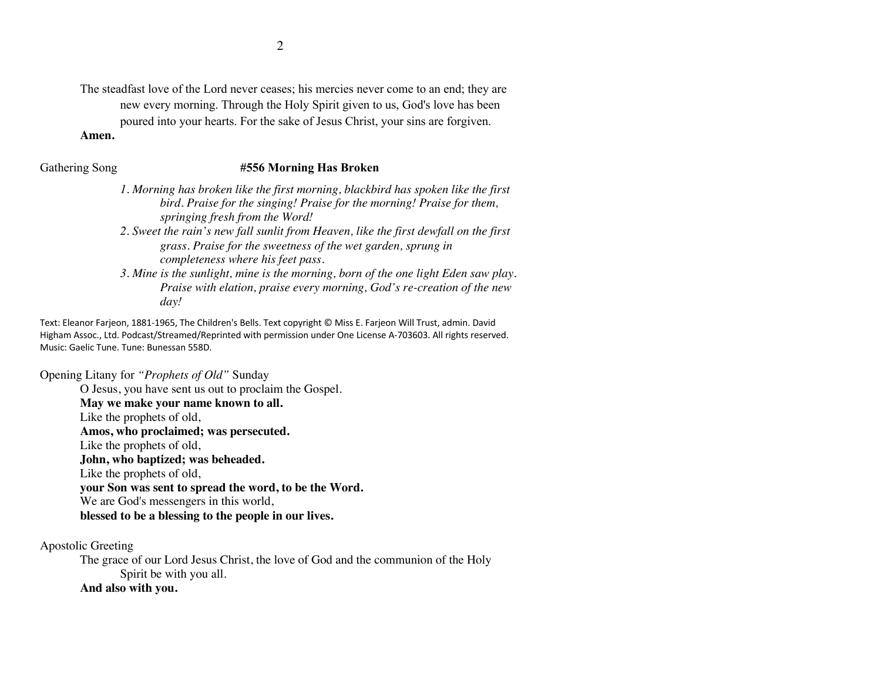The steadfast love of the Lord never ceases; his mercies never come to an end; they are new every morning. Through the Holy Spirit given to us, God's love has been poured into your hearts. For the sake of Jesus Christ, your sins are forgiven.

**Amen.**

Gathering Song **#556 Morning Has Broken**

*1. Morning has broken like the first morning, blackbird has spoken like the first bird. Praise for the singing! Praise for the morning! Praise for them, springing fresh from the Word!*

*2. Sweet the rain's new fall sunlit from Heaven, like the first dewfall on the first grass. Praise for the sweetness of the wet garden, sprung in completeness where his feet pass.*

*3. Mine is the sunlight, mine is the morning, born of the one light Eden saw play. Praise with elation, praise every morning, God's re-creation of the new day!*

Text: Eleanor Farjeon, 1881-1965, The Children's Bells. Text copyright © Miss E. Farjeon Will Trust, admin. David Higham Assoc., Ltd. Podcast/Streamed/Reprinted with permission under One License A-703603. All rights reserved. Music: Gaelic Tune. Tune: Bunessan 558D.

Opening Litany for *"Prophets of Old"* Sunday

O Jesus, you have sent us out to proclaim the Gospel.
**May we make your name known to all.**
Like the prophets of old,
**Amos, who proclaimed; was persecuted.**
Like the prophets of old,
**John, who baptized; was beheaded.**
Like the prophets of old,
**your Son was sent to spread the word, to be the Word.**
We are God's messengers in this world,
**blessed to be a blessing to the people in our lives.**

Apostolic Greeting

The grace of our Lord Jesus Christ, the love of God and the communion of the Holy Spirit be with you all.
**And also with you.**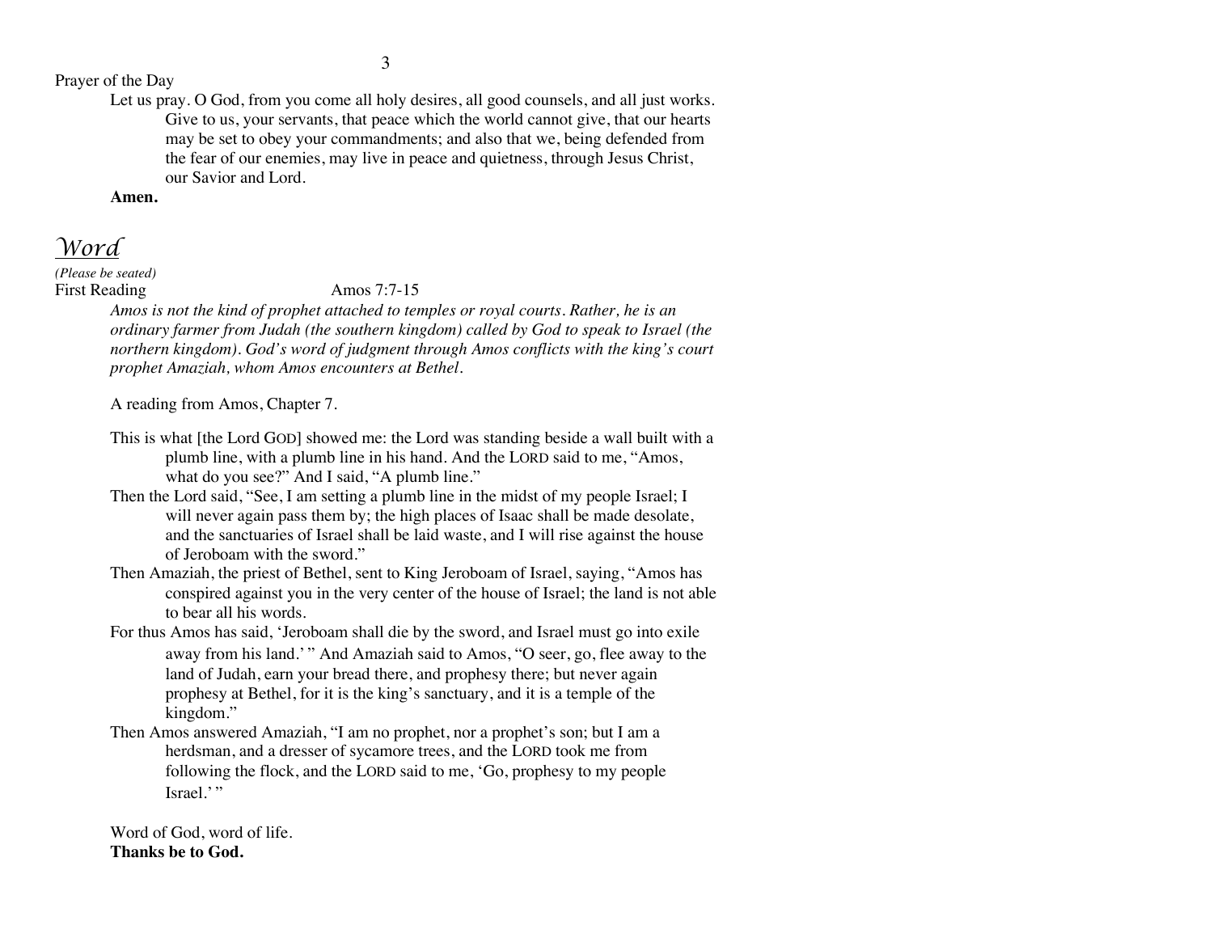Prayer of the Day

Let us pray. O God, from you come all holy desires, all good counsels, and all just works. Give to us, your servants, that peace which the world cannot give, that our hearts may be set to obey your commandments; and also that we, being defended from the fear of our enemies, may live in peace and quietness, through Jesus Christ, our Savior and Lord.

**Amen.**

# *Word*

*(Please be seated)*

First Reading Amos 7:7-15

*Amos is not the kind of prophet attached to temples or royal courts. Rather, he is an ordinary farmer from Judah (the southern kingdom) called by God to speak to Israel (the northern kingdom). God's word of judgment through Amos conflicts with the king's court prophet Amaziah, whom Amos encounters at Bethel.*

A reading from Amos, Chapter 7.

This is what [the Lord GOD] showed me: the Lord was standing beside a wall built with a plumb line, with a plumb line in his hand. And the LORD said to me, "Amos, what do you see?" And I said, "A plumb line."

Then the Lord said, "See, I am setting a plumb line in the midst of my people Israel; I will never again pass them by; the high places of Isaac shall be made desolate, and the sanctuaries of Israel shall be laid waste, and I will rise against the house of Jeroboam with the sword."

Then Amaziah, the priest of Bethel, sent to King Jeroboam of Israel, saying, "Amos has conspired against you in the very center of the house of Israel; the land is not able to bear all his words.

For thus Amos has said, 'Jeroboam shall die by the sword, and Israel must go into exile away from his land.' " And Amaziah said to Amos, "O seer, go, flee away to the land of Judah, earn your bread there, and prophesy there; but never again prophesy at Bethel, for it is the king's sanctuary, and it is a temple of the kingdom."

Then Amos answered Amaziah, "I am no prophet, nor a prophet's son; but I am a herdsman, and a dresser of sycamore trees, and the LORD took me from following the flock, and the LORD said to me, 'Go, prophesy to my people Israel.' "

Word of God, word of life.

**Thanks be to God.**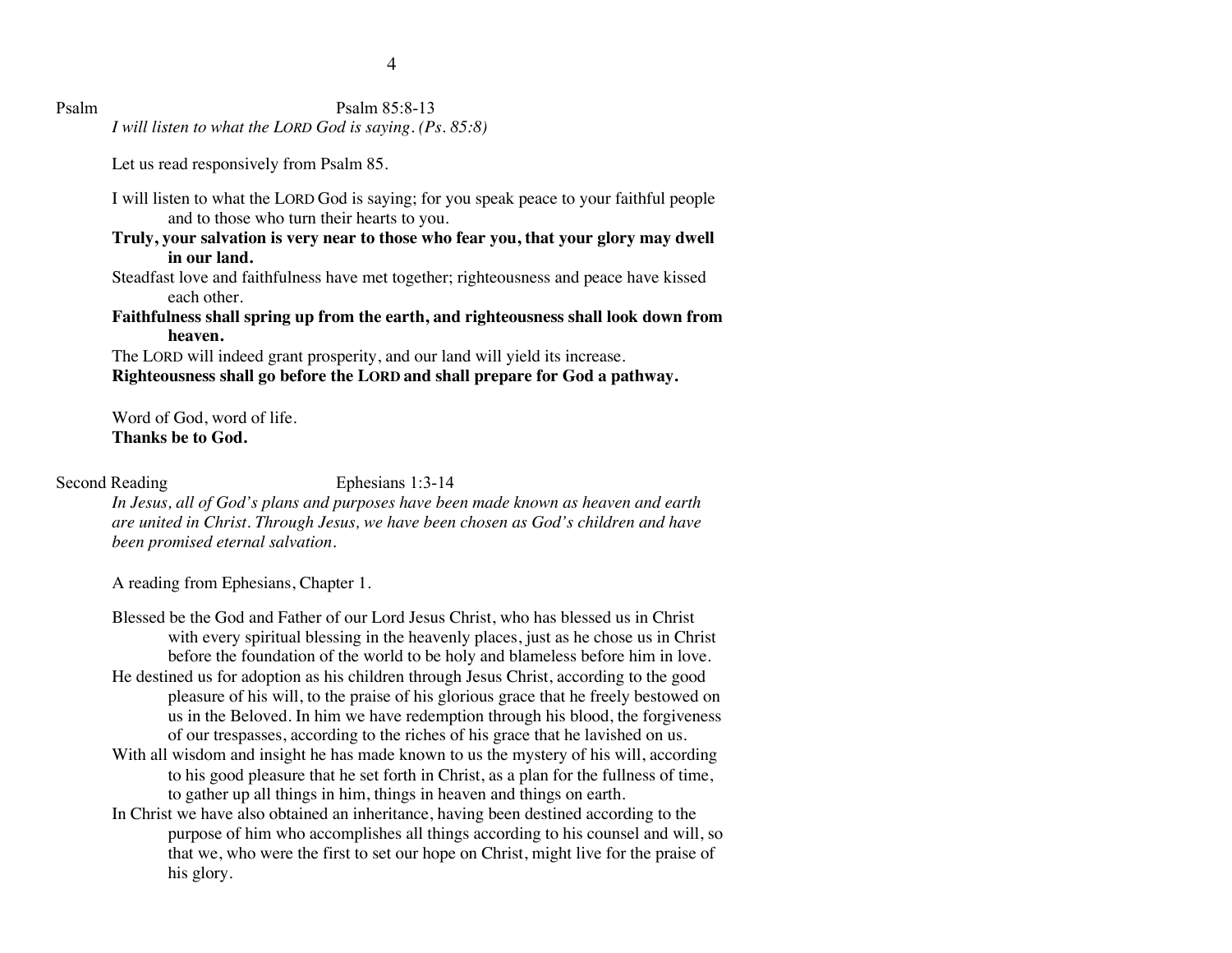Psalm Psalm 85:8-13

*I will listen to what the LORD God is saying. (Ps. 85:8)*

Let us read responsively from Psalm 85.

I will listen to what the LORD God is saying; for you speak peace to your faithful people and to those who turn their hearts to you.

**Truly, your salvation is very near to those who fear you, that your glory may dwell in our land.**

Steadfast love and faithfulness have met together; righteousness and peace have kissed each other.

**Faithfulness shall spring up from the earth, and righteousness shall look down from heaven.**

The LORD will indeed grant prosperity, and our land will yield its increase.

**Righteousness shall go before the LORD and shall prepare for God a pathway.**

Word of God, word of life.
**Thanks be to God.**

Second Reading Ephesians 1:3-14

*In Jesus, all of God's plans and purposes have been made known as heaven and earth are united in Christ. Through Jesus, we have been chosen as God's children and have been promised eternal salvation.*

A reading from Ephesians, Chapter 1.

Blessed be the God and Father of our Lord Jesus Christ, who has blessed us in Christ with every spiritual blessing in the heavenly places, just as he chose us in Christ before the foundation of the world to be holy and blameless before him in love.

He destined us for adoption as his children through Jesus Christ, according to the good pleasure of his will, to the praise of his glorious grace that he freely bestowed on us in the Beloved. In him we have redemption through his blood, the forgiveness of our trespasses, according to the riches of his grace that he lavished on us.

With all wisdom and insight he has made known to us the mystery of his will, according to his good pleasure that he set forth in Christ, as a plan for the fullness of time, to gather up all things in him, things in heaven and things on earth.

In Christ we have also obtained an inheritance, having been destined according to the purpose of him who accomplishes all things according to his counsel and will, so that we, who were the first to set our hope on Christ, might live for the praise of his glory.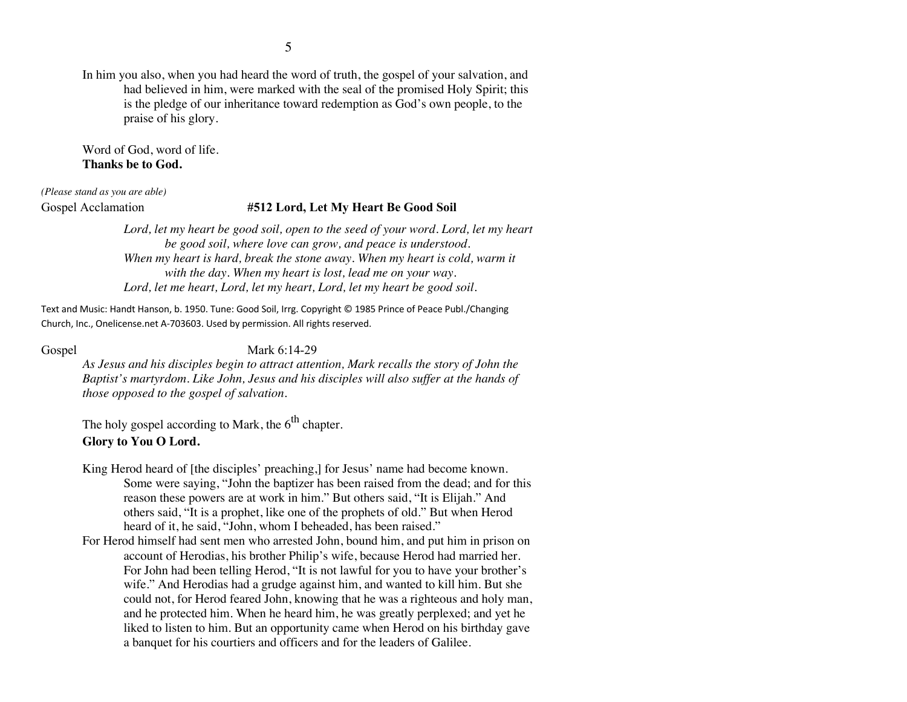In him you also, when you had heard the word of truth, the gospel of your salvation, and had believed in him, were marked with the seal of the promised Holy Spirit; this is the pledge of our inheritance toward redemption as God's own people, to the praise of his glory.

Word of God, word of life.
**Thanks be to God.**

*(Please stand as you are able)*

Gospel Acclamation **#512 Lord, Let My Heart Be Good Soil**

*Lord, let my heart be good soil, open to the seed of your word. Lord, let my heart be good soil, where love can grow, and peace is understood.*
*When my heart is hard, break the stone away. When my heart is cold, warm it with the day. When my heart is lost, lead me on your way.*
*Lord, let me heart, Lord, let my heart, Lord, let my heart be good soil.*

Text and Music: Handt Hanson, b. 1950. Tune: Good Soil, Irrg. Copyright © 1985 Prince of Peace Publ./Changing Church, Inc., Onelicense.net A-703603. Used by permission. All rights reserved.

Gospel Mark 6:14-29

*As Jesus and his disciples begin to attract attention, Mark recalls the story of John the Baptist's martyrdom. Like John, Jesus and his disciples will also suffer at the hands of those opposed to the gospel of salvation.*

The holy gospel according to Mark, the 6th chapter.
**Glory to You O Lord.**

King Herod heard of [the disciples' preaching,] for Jesus' name had become known. Some were saying, "John the baptizer has been raised from the dead; and for this reason these powers are at work in him." But others said, "It is Elijah." And others said, "It is a prophet, like one of the prophets of old." But when Herod heard of it, he said, "John, whom I beheaded, has been raised."

For Herod himself had sent men who arrested John, bound him, and put him in prison on account of Herodias, his brother Philip's wife, because Herod had married her. For John had been telling Herod, "It is not lawful for you to have your brother's wife." And Herodias had a grudge against him, and wanted to kill him. But she could not, for Herod feared John, knowing that he was a righteous and holy man, and he protected him. When he heard him, he was greatly perplexed; and yet he liked to listen to him. But an opportunity came when Herod on his birthday gave a banquet for his courtiers and officers and for the leaders of Galilee.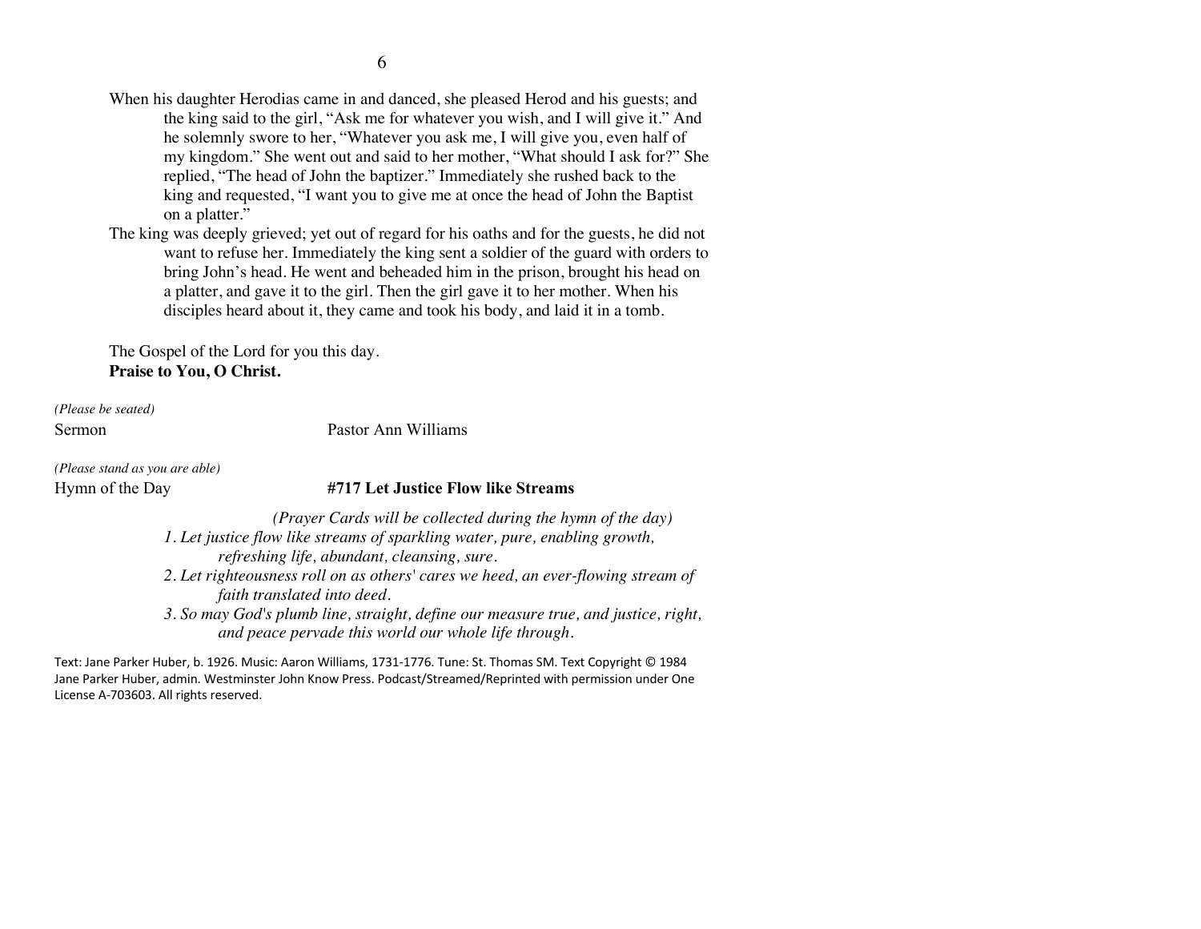When his daughter Herodias came in and danced, she pleased Herod and his guests; and the king said to the girl, "Ask me for whatever you wish, and I will give it." And he solemnly swore to her, "Whatever you ask me, I will give you, even half of my kingdom." She went out and said to her mother, "What should I ask for?" She replied, "The head of John the baptizer." Immediately she rushed back to the king and requested, "I want you to give me at once the head of John the Baptist on a platter."

The king was deeply grieved; yet out of regard for his oaths and for the guests, he did not want to refuse her. Immediately the king sent a soldier of the guard with orders to bring John's head. He went and beheaded him in the prison, brought his head on a platter, and gave it to the girl. Then the girl gave it to her mother. When his disciples heard about it, they came and took his body, and laid it in a tomb.

The Gospel of the Lord for you this day.
**Praise to You, O Christ.**

*(Please be seated)*

Sermon Pastor Ann Williams

*(Please stand as you are able)*

Hymn of the Day **#717 Let Justice Flow like Streams**

*(Prayer Cards will be collected during the hymn of the day)*

*1. Let justice flow like streams of sparkling water, pure, enabling growth, refreshing life, abundant, cleansing, sure.*

*2. Let righteousness roll on as others' cares we heed, an ever-flowing stream of faith translated into deed.*

*3. So may God's plumb line, straight, define our measure true, and justice, right, and peace pervade this world our whole life through.*

Text: Jane Parker Huber, b. 1926. Music: Aaron Williams, 1731-1776. Tune: St. Thomas SM. Text Copyright © 1984 Jane Parker Huber, admin. Westminster John Know Press. Podcast/Streamed/Reprinted with permission under One License A-703603. All rights reserved.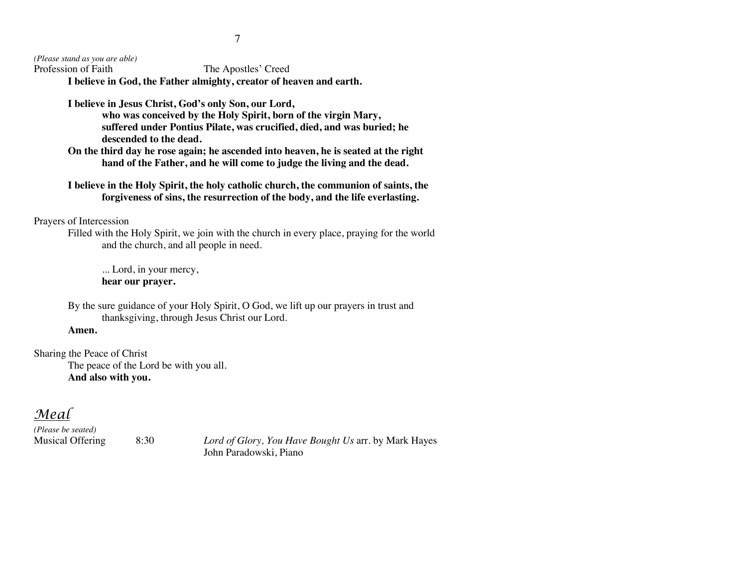*(Please stand as you are able)*

Profession of Faith                    The Apostles' Creed

**I believe in God, the Father almighty, creator of heaven and earth.**

**I believe in Jesus Christ, God's only Son, our Lord,**
**who was conceived by the Holy Spirit, born of the virgin Mary,**
**suffered under Pontius Pilate, was crucified, died, and was buried; he descended to the dead.**
**On the third day he rose again; he ascended into heaven, he is seated at the right hand of the Father, and he will come to judge the living and the dead.**

**I believe in the Holy Spirit, the holy catholic church, the communion of saints, the forgiveness of sins, the resurrection of the body, and the life everlasting.**

Prayers of Intercession

Filled with the Holy Spirit, we join with the church in every place, praying for the world and the church, and all people in need.

... Lord, in your mercy,
**hear our prayer.**

By the sure guidance of your Holy Spirit, O God, we lift up our prayers in trust and thanksgiving, through Jesus Christ our Lord.
**Amen.**

Sharing the Peace of Christ

The peace of the Lord be with you all.
**And also with you.**

## *Meal*

*(Please be seated)*

Musical Offering    8:30    *Lord of Glory, You Have Bought Us* arr. by Mark Hayes
John Paradowski, Piano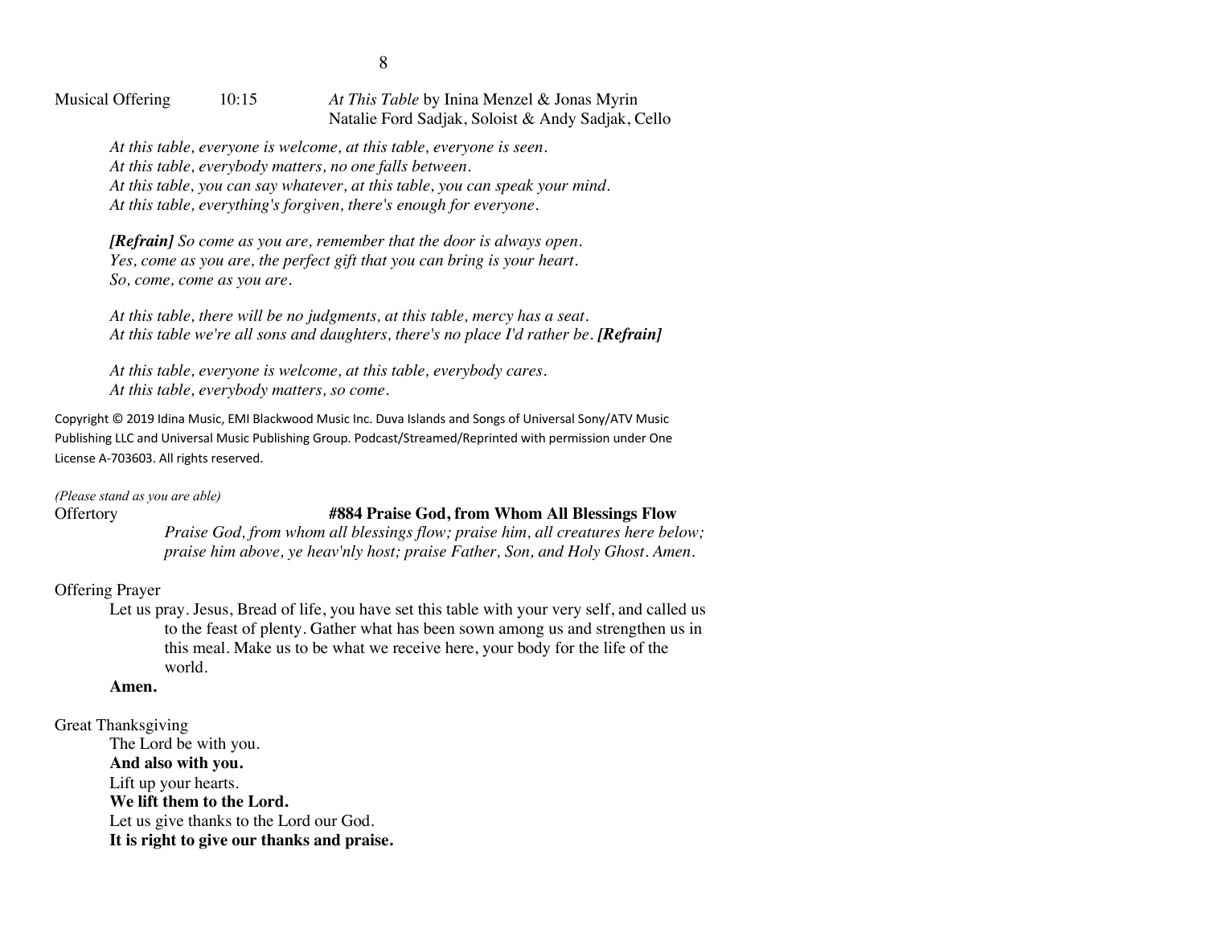Musical Offering 10:15 *At This Table* by Inina Menzel & Jonas Myrin
Natalie Ford Sadjak, Soloist & Andy Sadjak, Cello

*At this table, everyone is welcome, at this table, everyone is seen.*
*At this table, everybody matters, no one falls between.*
*At this table, you can say whatever, at this table, you can speak your mind.*
*At this table, everything's forgiven, there's enough for everyone.*

***[Refrain]*** *So come as you are, remember that the door is always open.*
*Yes, come as you are, the perfect gift that you can bring is your heart.*
*So, come, come as you are.*

*At this table, there will be no judgments, at this table, mercy has a seat.*
*At this table we're all sons and daughters, there's no place I'd rather be.* ***[Refrain]***

*At this table, everyone is welcome, at this table, everybody cares.*
*At this table, everybody matters, so come.*

Copyright © 2019 Idina Music, EMI Blackwood Music Inc. Duva Islands and Songs of Universal Sony/ATV Music Publishing LLC and Universal Music Publishing Group. Podcast/Streamed/Reprinted with permission under One License A-703603. All rights reserved.

*(Please stand as you are able)*
Offertory **#884 Praise God, from Whom All Blessings Flow**

*Praise God, from whom all blessings flow; praise him, all creatures here below; praise him above, ye heav'nly host; praise Father, Son, and Holy Ghost. Amen.*

Offering Prayer

Let us pray. Jesus, Bread of life, you have set this table with your very self, and called us to the feast of plenty. Gather what has been sown among us and strengthen us in this meal. Make us to be what we receive here, your body for the life of the world.

**Amen.**

Great Thanksgiving

The Lord be with you.
**And also with you.**
Lift up your hearts.
**We lift them to the Lord.**
Let us give thanks to the Lord our God.
**It is right to give our thanks and praise.**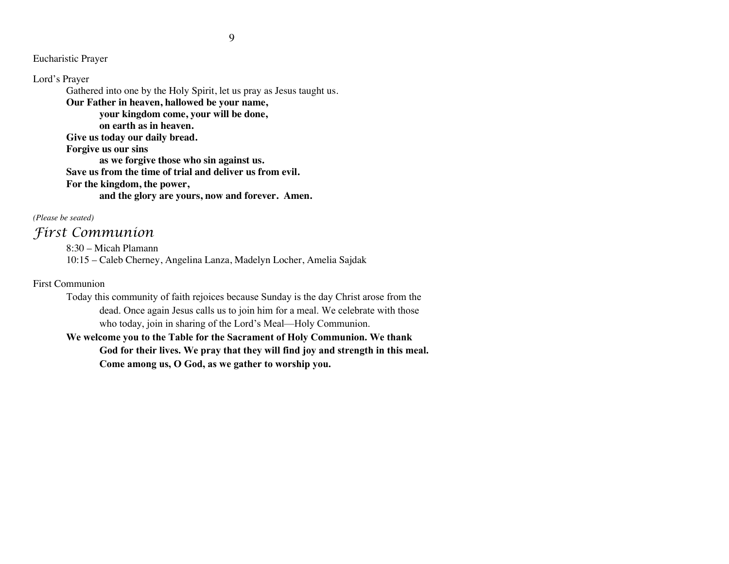Eucharistic Prayer

Lord's Prayer

Gathered into one by the Holy Spirit, let us pray as Jesus taught us.

**Our Father in heaven, hallowed be your name,**
**your kingdom come, your will be done,**
**on earth as in heaven.**
**Give us today our daily bread.**
**Forgive us our sins**
**as we forgive those who sin against us.**
**Save us from the time of trial and deliver us from evil.**
**For the kingdom, the power,**
**and the glory are yours, now and forever. Amen.**

*(Please be seated)*

## *First Communion*

8:30 – Micah Plamann
10:15 – Caleb Cherney, Angelina Lanza, Madelyn Locher, Amelia Sajdak

First Communion

Today this community of faith rejoices because Sunday is the day Christ arose from the dead. Once again Jesus calls us to join him for a meal. We celebrate with those who today, join in sharing of the Lord's Meal—Holy Communion.

**We welcome you to the Table for the Sacrament of Holy Communion. We thank God for their lives. We pray that they will find joy and strength in this meal. Come among us, O God, as we gather to worship you.**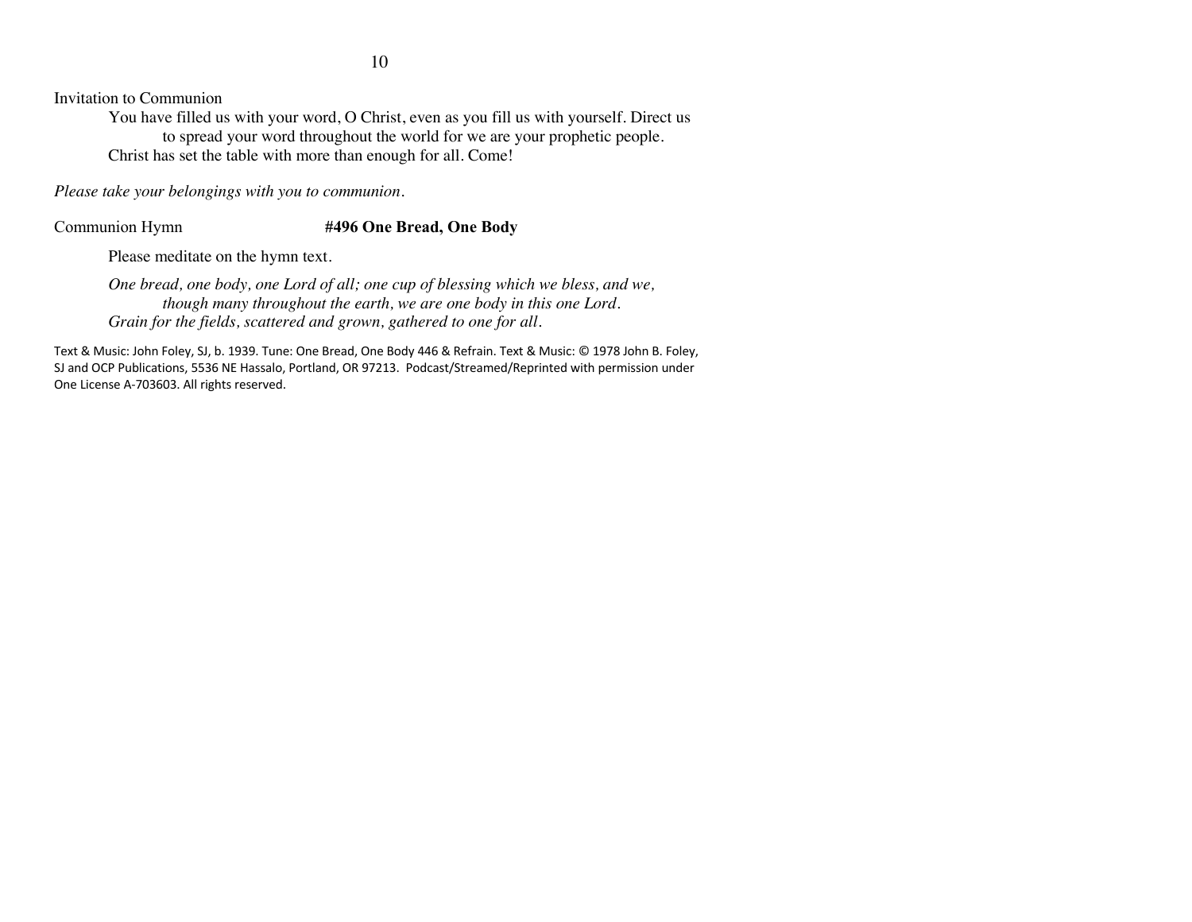Invitation to Communion

You have filled us with your word, O Christ, even as you fill us with yourself. Direct us to spread your word throughout the world for we are your prophetic people.

Christ has set the table with more than enough for all. Come!

*Please take your belongings with you to communion.*

Communion Hymn **#496 One Bread, One Body**

Please meditate on the hymn text.

*One bread, one body, one Lord of all; one cup of blessing which we bless, and we, though many throughout the earth, we are one body in this one Lord.*
*Grain for the fields, scattered and grown, gathered to one for all.*

Text & Music: John Foley, SJ, b. 1939. Tune: One Bread, One Body 446 & Refrain. Text & Music: © 1978 John B. Foley, SJ and OCP Publications, 5536 NE Hassalo, Portland, OR 97213. Podcast/Streamed/Reprinted with permission under One License A-703603. All rights reserved.